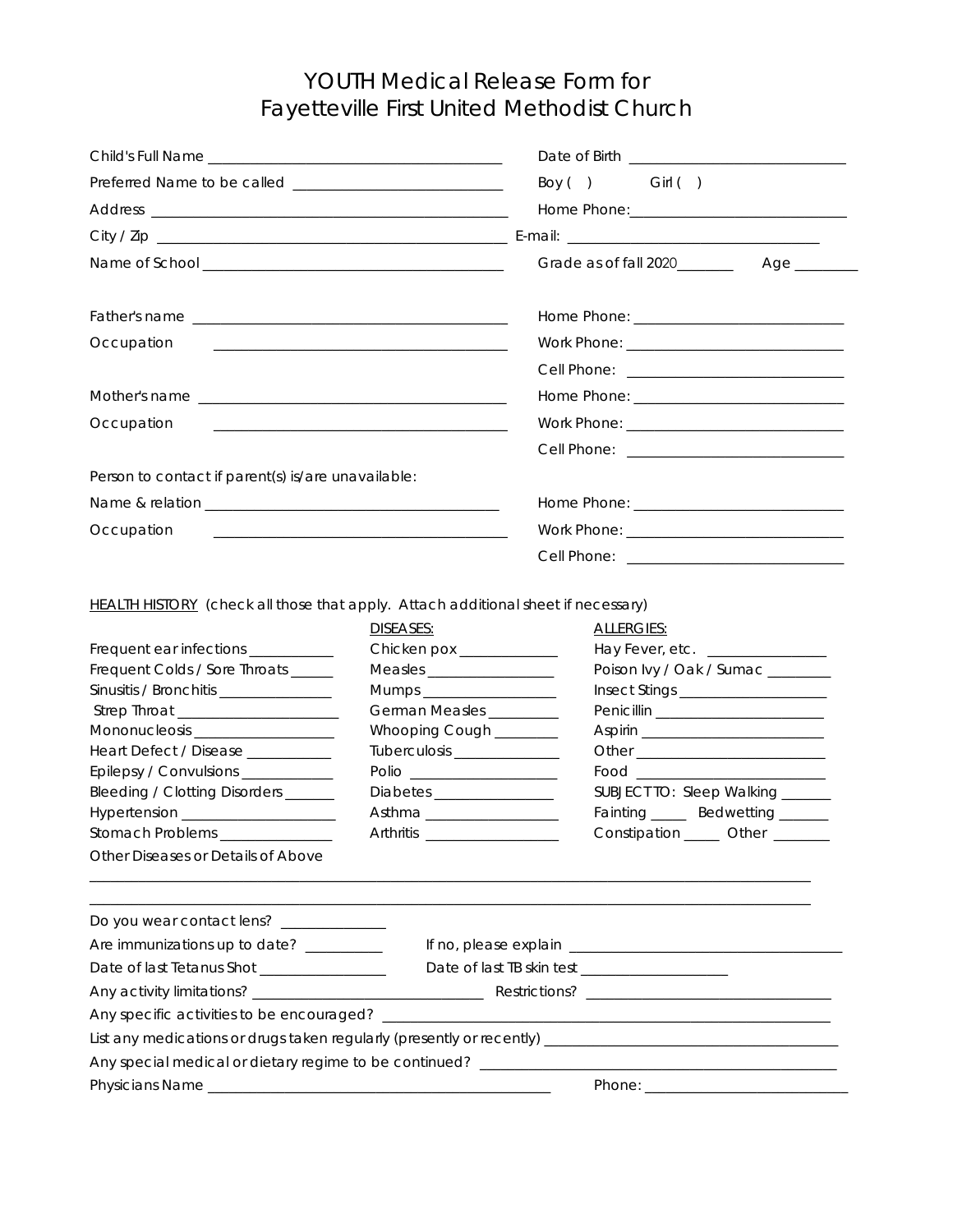# YOUTH Medical Release Form for Fayetteville First United Methodist Church

Child's Full Name ______________________________ Date of Birth ______________________

Preferred Name to be called ______________________ Boy ( ) Girl ( )

Address ____________________________________ Home Phone:______________________

City / Zip ____________________________________ E-mail: __________________________

Name of School ______________________________ Grade as of fall 2020_______ Age ________

Father's name ________________________________ Home Phone: ______________________

Occupation ________________________________ Work Phone: ______________________

Cell Phone: ______________________

Mother's name ________________________________ Home Phone: ______________________

Occupation ________________________________ Work Phone: ______________________

Cell Phone: ______________________

Person to contact if parent(s) is/are unavailable:

Name & relation ______________________________ Home Phone: ______________________

Occupation ________________________________ Work Phone: ______________________

Cell Phone: ______________________

HEALTH HISTORY (check all those that apply. Attach additional sheet if necessary)

| | DISEASES: | ALLERGIES: |
|---|---|---|
| Frequent ear infections ___________ | Chicken pox _____________ | Hay Fever, etc. ________________ |
| Frequent Colds / Sore Throats ______ | Measles _________________ | Poison Ivy / Oak / Sumac ________ |
| Sinusitis / Bronchitis _______________ | Mumps __________________ | Insect Stings ___________________ |
| Strep Throat _____________________ | German Measles _________ | Penicillin ______________________ |
| Mononucleosis __________________ | Whooping Cough ________ | Aspirin ________________________ |
| Heart Defect / Disease ___________ | Tuberculosis ______________ | Other __________________________ |
| Epilepsy / Convulsions ____________ | Polio ____________________ | Food __________________________ |
| Bleeding / Clotting Disorders _______ | Diabetes ________________ | SUBJECT TO: Sleep Walking _______ |
| Hypertension ____________________ | Asthma __________________ | Fainting _____ Bedwetting _______ |
| Stomach Problems ______________ | Arthritis __________________ | Constipation _____ Other _______ |

Other Diseases or Details of Above

______________________________________________________________________________

______________________________________________________________________________

Do you wear contact lens? ______________

Are immunizations up to date? __________ If no, please explain ______________________________

Date of last Tetanus Shot ________________ Date of last TB skin test ____________________

Any activity limitations? ________________________ Restrictions? ____________________________

Any specific activities to be encouraged? _____________________________________________

List any medications or drugs taken regularly (presently or recently) ______________________________

Any special medical or dietary regime to be continued? ____________________________________

Physicians Name ______________________________________ Phone: ______________________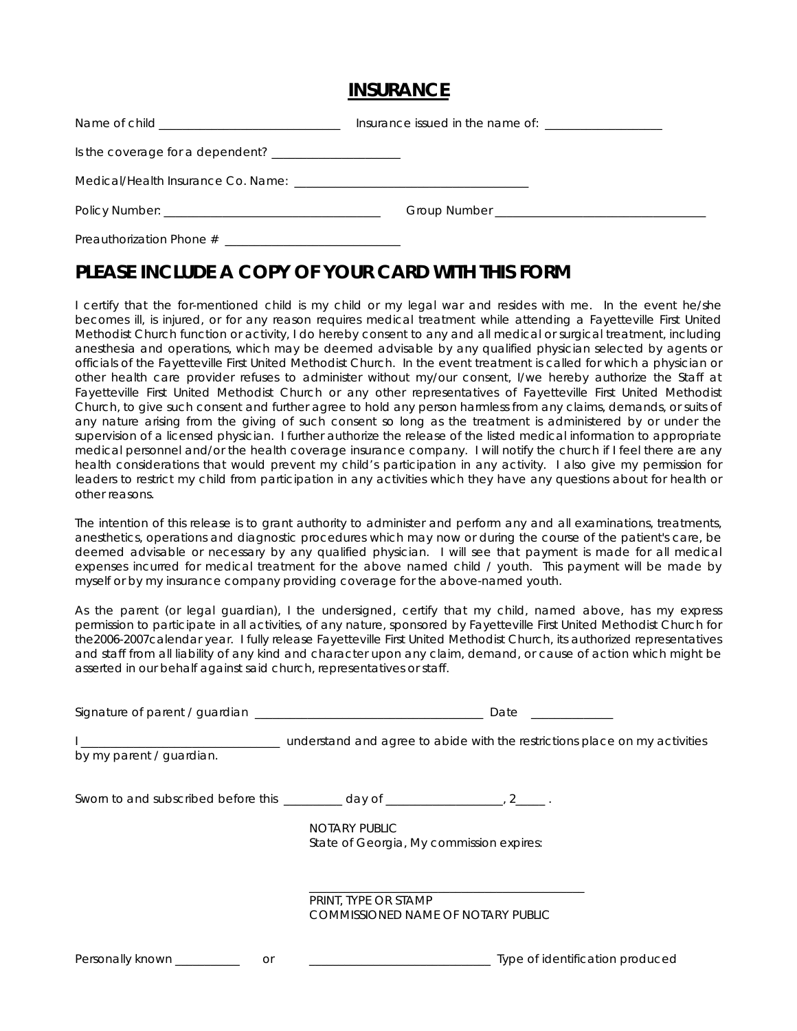# INSURANCE

Name of child ______________________________ Insurance issued in the name of: ___________________

Is the coverage for a dependent? ____________________

Medical/Health Insurance Co. Name: _____________________________________

Policy Number: ___________________________________ Group Number _________________________________

Preauthorization Phone # ____________________________

## PLEASE INCLUDE A COPY OF YOUR CARD WITH THIS FORM

I certify that the for-mentioned child is my child or my legal war and resides with me. In the event he/she becomes ill, is injured, or for any reason requires medical treatment while attending a Fayetteville First United Methodist Church function or activity, I do hereby consent to any and all medical or surgical treatment, including anesthesia and operations, which may be deemed advisable by any qualified physician selected by agents or officials of the Fayetteville First United Methodist Church. In the event treatment is called for which a physician or other health care provider refuses to administer without my/our consent, I/we hereby authorize the Staff at Fayetteville First United Methodist Church or any other representatives of Fayetteville First United Methodist Church, to give such consent and further agree to hold any person harmless from any claims, demands, or suits of any nature arising from the giving of such consent so long as the treatment is administered by or under the supervision of a licensed physician. I further authorize the release of the listed medical information to appropriate medical personnel and/or the health coverage insurance company. I will notify the church if I feel there are any health considerations that would prevent my child's participation in any activity. I also give my permission for leaders to restrict my child from participation in any activities which they have any questions about for health or other reasons.

The intention of this release is to grant authority to administer and perform any and all examinations, treatments, anesthetics, operations and diagnostic procedures which may now or during the course of the patient's care, be deemed advisable or necessary by any qualified physician. I will see that payment is made for all medical expenses incurred for medical treatment for the above named child / youth. This payment will be made by myself or by my insurance company providing coverage for the above-named youth.

As the parent (or legal guardian), I the undersigned, certify that my child, named above, has my express permission to participate in all activities, of any nature, sponsored by Fayetteville First United Methodist Church for the2006-2007calendar year. I fully release Fayetteville First United Methodist Church, its authorized representatives and staff from all liability of any kind and character upon any claim, demand, or cause of action which might be asserted in our behalf against said church, representatives or staff.

Signature of parent / guardian ______________________________________ Date _____________

I ________________________________ understand and agree to abide with the restrictions place on my activities by my parent / guardian.

Sworn to and subscribed before this _________ day of __________________, 2_____ .

NOTARY PUBLIC
State of Georgia, My commission expires:

______________________________________________
PRINT, TYPE OR STAMP
COMMISSIONED NAME OF NOTARY PUBLIC

Personally known __________ or ______________________________ Type of identification produced